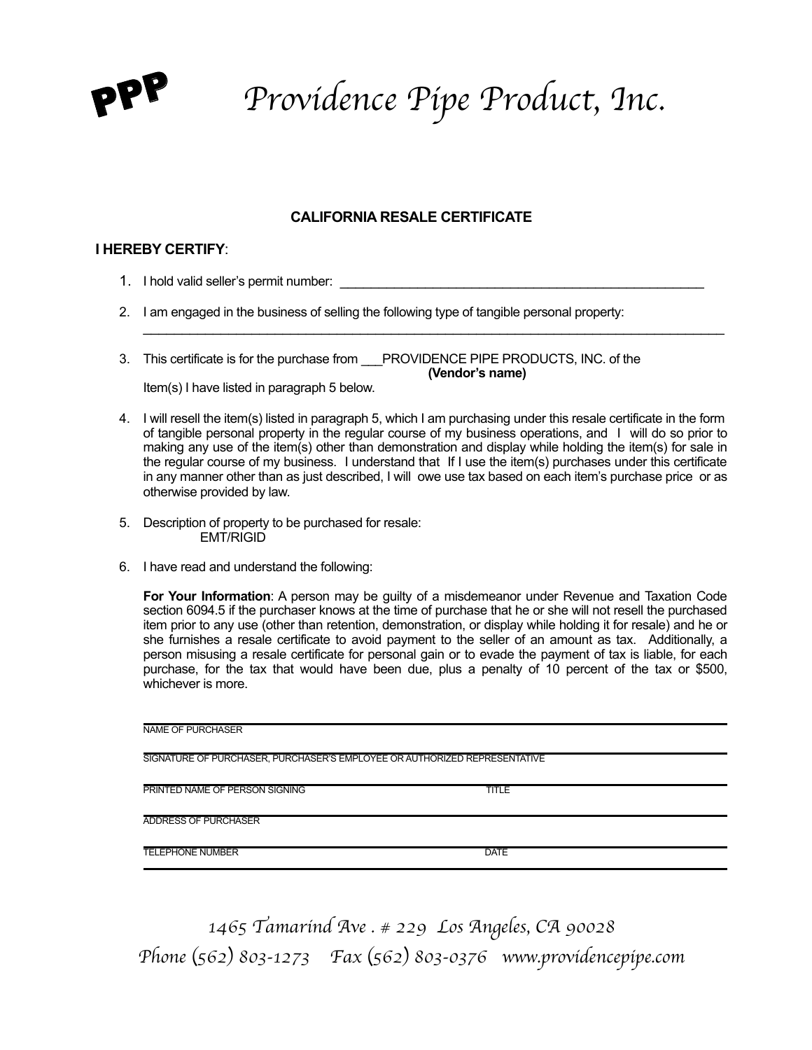PPP Providence Pipe Product, Inc.

## CALIFORNIA RESALE CERTIFICATE

**I HEREBY CERTIFY**:

1. I hold valid seller's permit number: ______________________________________________

2. I am engaged in the business of selling the following type of tangible personal property:
   ________________________________________________________________________________

3. This certificate is for the purchase from ___PROVIDENCE PIPE PRODUCTS, INC. of the
   **(Vendor's name)**
   Item(s) I have listed in paragraph 5 below.

4. I will resell the item(s) listed in paragraph 5, which I am purchasing under this resale certificate in the form of tangible personal property in the regular course of my business operations, and I will do so prior to making any use of the item(s) other than demonstration and display while holding the item(s) for sale in the regular course of my business. I understand that If I use the item(s) purchases under this certificate in any manner other than as just described, I will owe use tax based on each item's purchase price or as otherwise provided by law.

5. Description of property to be purchased for resale:
   EMT/RIGID

6. I have read and understand the following:

   **For Your Information**: A person may be guilty of a misdemeanor under Revenue and Taxation Code section 6094.5 if the purchaser knows at the time of purchase that he or she will not resell the purchased item prior to any use (other than retention, demonstration, or display while holding it for resale) and he or she furnishes a resale certificate to avoid payment to the seller of an amount as tax. Additionally, a person misusing a resale certificate for personal gain or to evade the payment of tax is liable, for each purchase, for the tax that would have been due, plus a penalty of 10 percent of the tax or $500, whichever is more.

______________________________________________
NAME OF PURCHASER

______________________________________________
SIGNATURE OF PURCHASER, PURCHASER'S EMPLOYEE OR AUTHORIZED REPRESENTATIVE

______________________________________________
PRINTED NAME OF PERSON SIGNING　　　　TITLE

______________________________________________
ADDRESS OF PURCHASER

______________________________________________
TELEPHONE NUMBER　　　　DATE

1465 Tamarind Ave . # 229 Los Angeles, CA 90028
Phone (562) 803-1273 Fax (562) 803-0376 www.providencepipe.com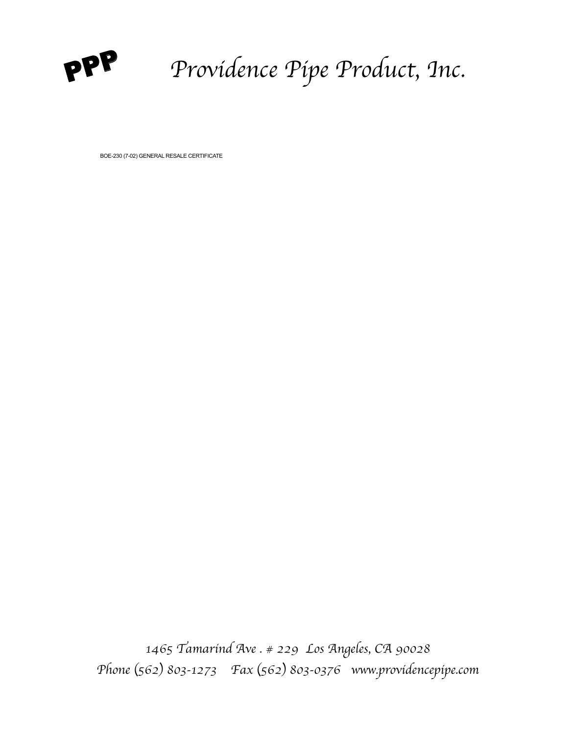PPP

# Providence Pipe Product, Inc.

BOE-230 (7-02) GENERAL RESALE CERTIFICATE

*1465 Tamarind Ave . # 229 Los Angeles, CA 90028*

*Phone (562) 803-1273 Fax (562) 803-0376 www.providencepipe.com*